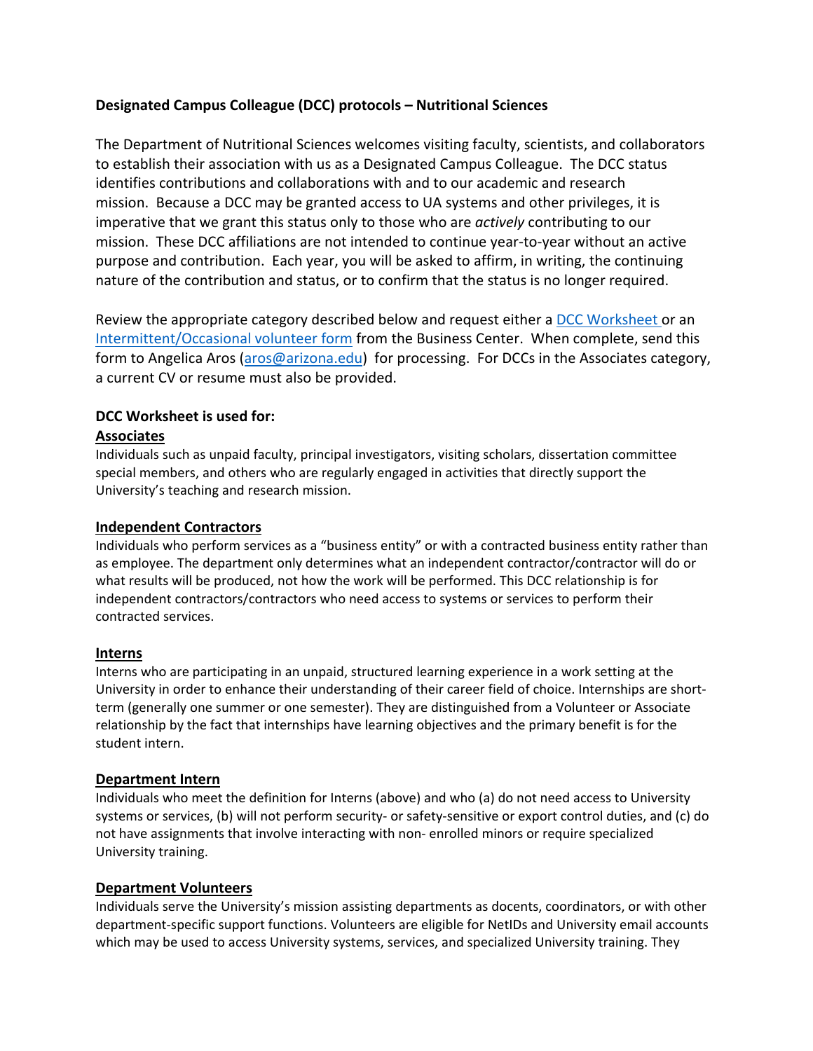**Designated Campus Colleague (DCC) protocols – Nutritional Sciences**

The Department of Nutritional Sciences welcomes visiting faculty, scientists, and collaborators to establish their association with us as a Designated Campus Colleague. The DCC status identifies contributions and collaborations with and to our academic and research mission. Because a DCC may be granted access to UA systems and other privileges, it is imperative that we grant this status only to those who are *actively* contributing to our mission. These DCC affiliations are not intended to continue year-to-year without an active purpose and contribution. Each year, you will be asked to affirm, in writing, the continuing nature of the contribution and status, or to confirm that the status is no longer required.

Review the appropriate category described below and request either a DCC Worksheet or an Intermittent/Occasional volunteer form from the Business Center. When complete, send this form to Angelica Aros (aros@arizona.edu) for processing. For DCCs in the Associates category, a current CV or resume must also be provided.

**DCC Worksheet is used for:**

**Associates**

Individuals such as unpaid faculty, principal investigators, visiting scholars, dissertation committee special members, and others who are regularly engaged in activities that directly support the University's teaching and research mission.

**Independent Contractors**

Individuals who perform services as a "business entity" or with a contracted business entity rather than as employee. The department only determines what an independent contractor/contractor will do or what results will be produced, not how the work will be performed. This DCC relationship is for independent contractors/contractors who need access to systems or services to perform their contracted services.

**Interns**

Interns who are participating in an unpaid, structured learning experience in a work setting at the University in order to enhance their understanding of their career field of choice. Internships are short-term (generally one summer or one semester). They are distinguished from a Volunteer or Associate relationship by the fact that internships have learning objectives and the primary benefit is for the student intern.

**Department Intern**

Individuals who meet the definition for Interns (above) and who (a) do not need access to University systems or services, (b) will not perform security- or safety-sensitive or export control duties, and (c) do not have assignments that involve interacting with non- enrolled minors or require specialized University training.

**Department Volunteers**

Individuals serve the University's mission assisting departments as docents, coordinators, or with other department-specific support functions. Volunteers are eligible for NetIDs and University email accounts which may be used to access University systems, services, and specialized University training. They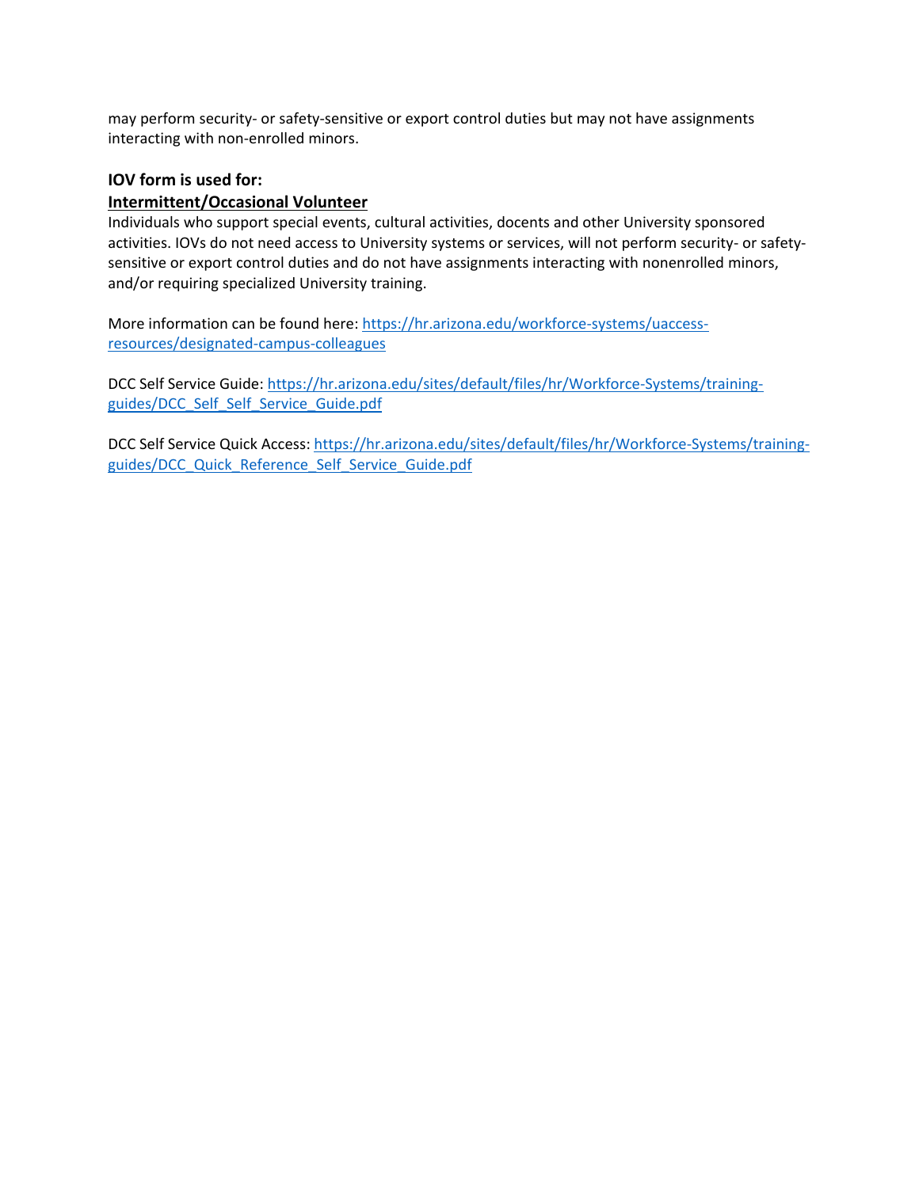may perform security- or safety-sensitive or export control duties but may not have assignments interacting with non-enrolled minors.

**IOV form is used for:**

**Intermittent/Occasional Volunteer**

Individuals who support special events, cultural activities, docents and other University sponsored activities. IOVs do not need access to University systems or services, will not perform security- or safety-sensitive or export control duties and do not have assignments interacting with nonenrolled minors, and/or requiring specialized University training.

More information can be found here: https://hr.arizona.edu/workforce-systems/uaccess-resources/designated-campus-colleagues

DCC Self Service Guide: https://hr.arizona.edu/sites/default/files/hr/Workforce-Systems/training-guides/DCC_Self_Self_Service_Guide.pdf

DCC Self Service Quick Access: https://hr.arizona.edu/sites/default/files/hr/Workforce-Systems/training-guides/DCC_Quick_Reference_Self_Service_Guide.pdf